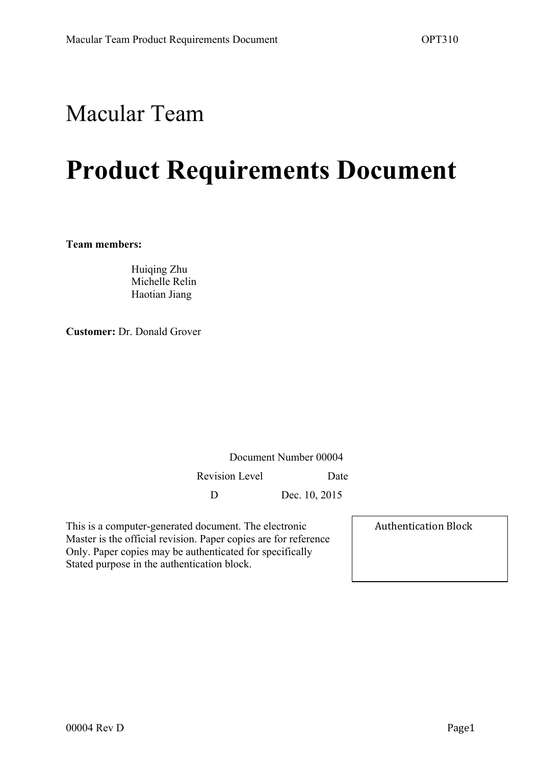# Macular Team

# Product Requirements Document

**Team members:**

Huiqing Zhu
Michelle Relin
Haotian Jiang

**Customer:** Dr. Donald Grover

Document Number 00004

| Revision Level | Date |
|---|---|
| D | Dec. 10, 2015 |

This is a computer-generated document. The electronic Master is the official revision. Paper copies are for reference Only. Paper copies may be authenticated for specifically Stated purpose in the authentication block.

| Authentication Block |
|---|
| |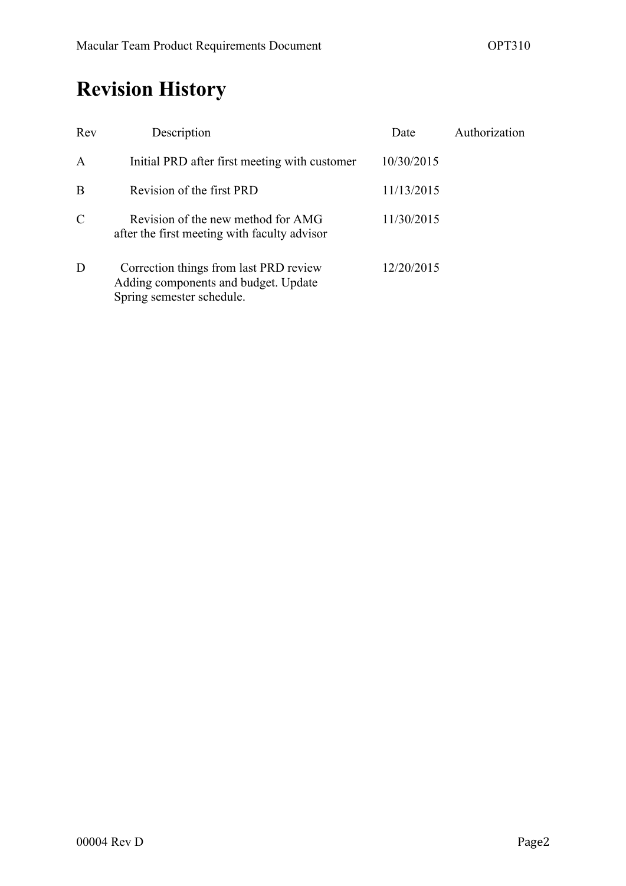# Revision History

| Rev | Description | Date | Authorization |
|---|---|---|---|
| A | Initial PRD after first meeting with customer | 10/30/2015 | |
| B | Revision of the first PRD | 11/13/2015 | |
| C | Revision of the new method for AMG after the first meeting with faculty advisor | 11/30/2015 | |
| D | Correction things from last PRD review Adding components and budget. Update Spring semester schedule. | 12/20/2015 | |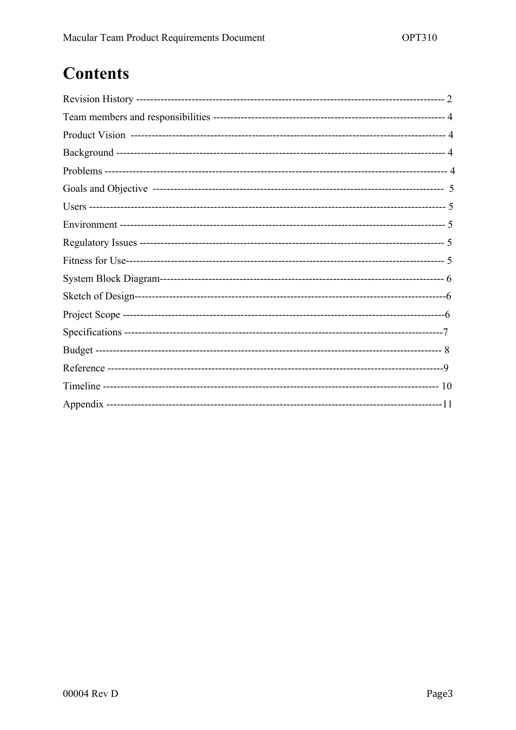# Contents

Revision History ------------------------------------------------------------------------------------------ 2

Team members and responsibilities ------------------------------------------------------------------ 4

Product Vision ------------------------------------------------------------------------------------------- 4

Background ----------------------------------------------------------------------------------------------- 4

Problems -------------------------------------------------------------------------------------------------- 4

Goals and Objective ------------------------------------------------------------------------------------ 5

Users ------------------------------------------------------------------------------------------------------- 5

Environment ---------------------------------------------------------------------------------------------- 5

Regulatory Issues --------------------------------------------------------------------------------------- 5

Fitness for Use------------------------------------------------------------------------------------------- 5

System Block Diagram---------------------------------------------------------------------------------- 6

Sketch of Design----------------------------------------------------------------------------------------6

Project Scope --------------------------------------------------------------------------------------------6

Specifications --------------------------------------------------------------------------------------------7

Budget ----------------------------------------------------------------------------------------------------- 8

Reference -------------------------------------------------------------------------------------------------9

Timeline -------------------------------------------------------------------------------------------------- 10

Appendix -------------------------------------------------------------------------------------------------11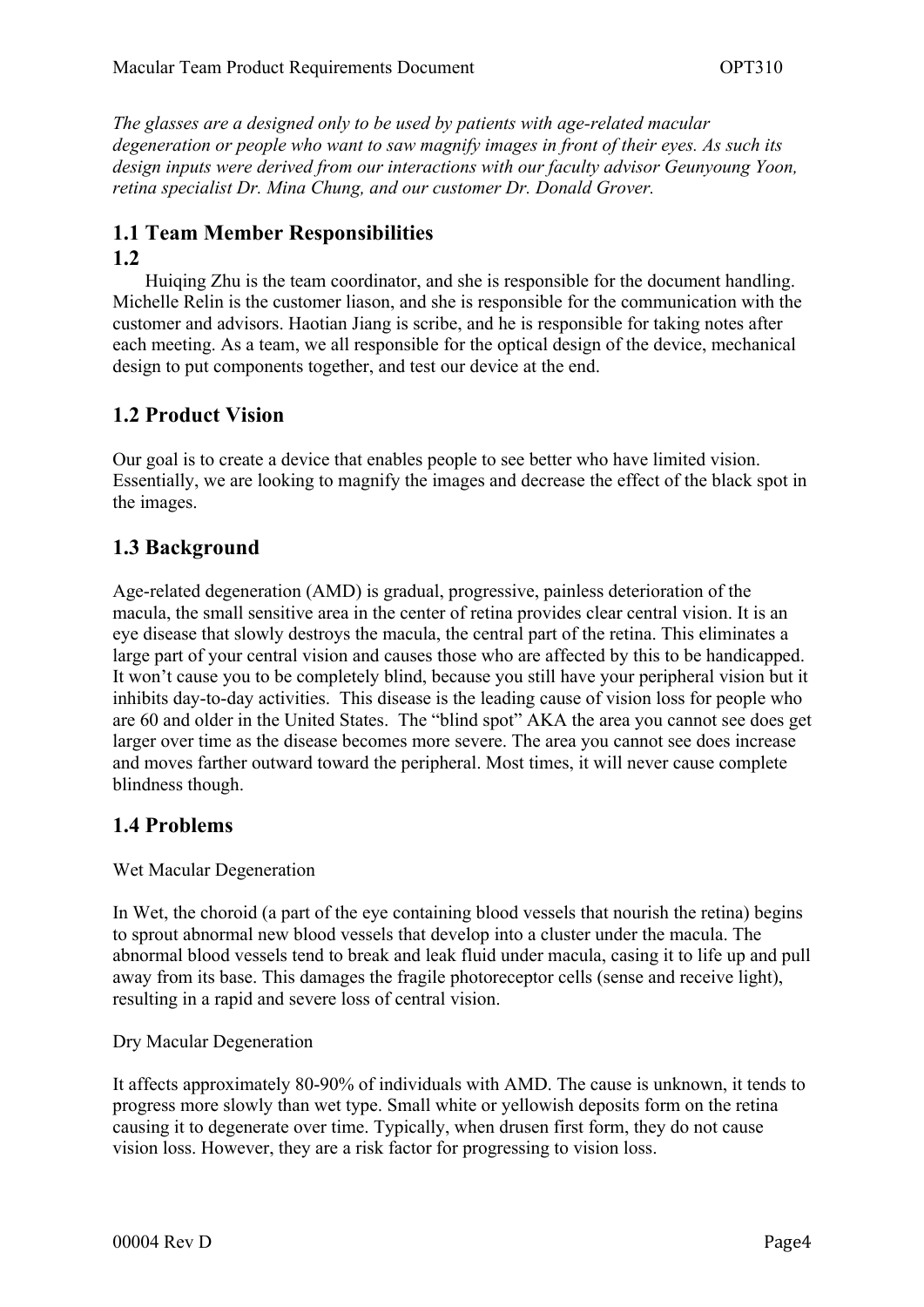*The glasses are a designed only to be used by patients with age-related macular degeneration or people who want to saw magnify images in front of their eyes. As such its design inputs were derived from our interactions with our faculty advisor Geunyoung Yoon, retina specialist Dr. Mina Chung, and our customer Dr. Donald Grover.*

## 1.1 Team Member Responsibilities

## 1.2

Huiqing Zhu is the team coordinator, and she is responsible for the document handling. Michelle Relin is the customer liason, and she is responsible for the communication with the customer and advisors. Haotian Jiang is scribe, and he is responsible for taking notes after each meeting. As a team, we all responsible for the optical design of the device, mechanical design to put components together, and test our device at the end.

## 1.2 Product Vision

Our goal is to create a device that enables people to see better who have limited vision. Essentially, we are looking to magnify the images and decrease the effect of the black spot in the images.

## 1.3 Background

Age-related degeneration (AMD) is gradual, progressive, painless deterioration of the macula, the small sensitive area in the center of retina provides clear central vision. It is an eye disease that slowly destroys the macula, the central part of the retina. This eliminates a large part of your central vision and causes those who are affected by this to be handicapped. It won't cause you to be completely blind, because you still have your peripheral vision but it inhibits day-to-day activities. This disease is the leading cause of vision loss for people who are 60 and older in the United States. The "blind spot" AKA the area you cannot see does get larger over time as the disease becomes more severe. The area you cannot see does increase and moves farther outward toward the peripheral. Most times, it will never cause complete blindness though.

## 1.4 Problems

Wet Macular Degeneration

In Wet, the choroid (a part of the eye containing blood vessels that nourish the retina) begins to sprout abnormal new blood vessels that develop into a cluster under the macula. The abnormal blood vessels tend to break and leak fluid under macula, casing it to life up and pull away from its base. This damages the fragile photoreceptor cells (sense and receive light), resulting in a rapid and severe loss of central vision.

Dry Macular Degeneration

It affects approximately 80-90% of individuals with AMD. The cause is unknown, it tends to progress more slowly than wet type. Small white or yellowish deposits form on the retina causing it to degenerate over time. Typically, when drusen first form, they do not cause vision loss. However, they are a risk factor for progressing to vision loss.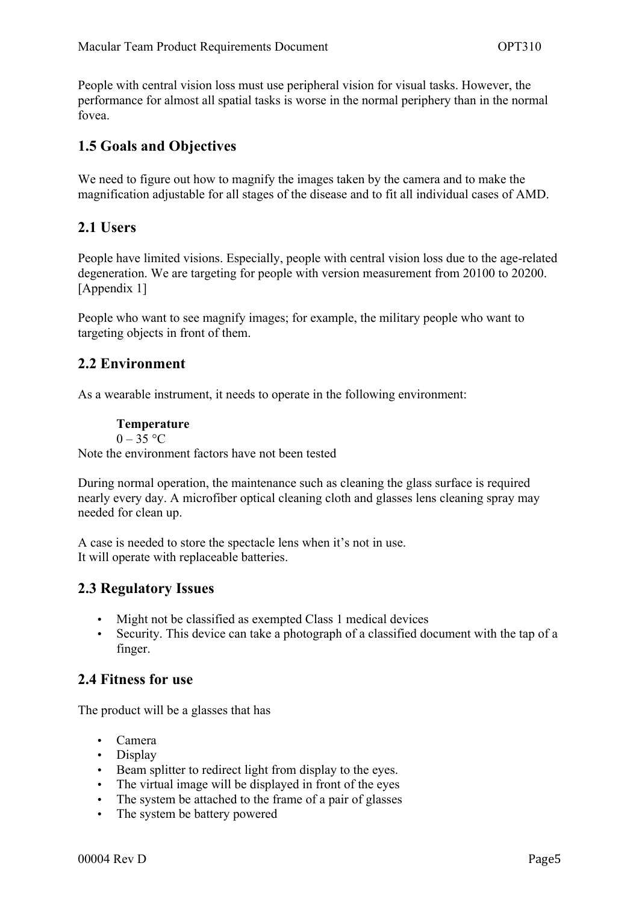People with central vision loss must use peripheral vision for visual tasks. However, the performance for almost all spatial tasks is worse in the normal periphery than in the normal fovea.

## 1.5 Goals and Objectives

We need to figure out how to magnify the images taken by the camera and to make the magnification adjustable for all stages of the disease and to fit all individual cases of AMD.

## 2.1 Users

People have limited visions. Especially, people with central vision loss due to the age-related degeneration. We are targeting for people with version measurement from 20100 to 20200. [Appendix 1]

People who want to see magnify images; for example, the military people who want to targeting objects in front of them.

## 2.2 Environment

As a wearable instrument, it needs to operate in the following environment:

**Temperature**
0 – 35 °C
Note the environment factors have not been tested

During normal operation, the maintenance such as cleaning the glass surface is required nearly every day. A microfiber optical cleaning cloth and glasses lens cleaning spray may needed for clean up.

A case is needed to store the spectacle lens when it's not in use.
It will operate with replaceable batteries.

## 2.3 Regulatory Issues

- Might not be classified as exempted Class 1 medical devices
- Security. This device can take a photograph of a classified document with the tap of a finger.

## 2.4 Fitness for use

The product will be a glasses that has

- Camera
- Display
- Beam splitter to redirect light from display to the eyes.
- The virtual image will be displayed in front of the eyes
- The system be attached to the frame of a pair of glasses
- The system be battery powered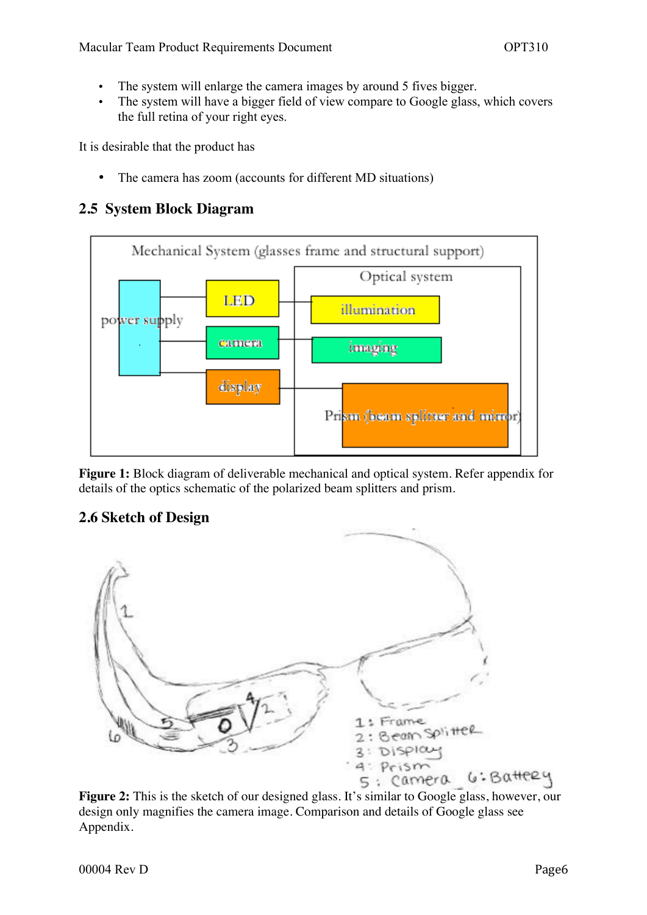- The system will enlarge the camera images by around 5 fives bigger.
- The system will have a bigger field of view compare to Google glass, which covers the full retina of your right eyes.

It is desirable that the product has

- The camera has zoom (accounts for different MD situations)

## 2.5 System Block Diagram

**Figure 1:** Block diagram of deliverable mechanical and optical system. Refer appendix for details of the optics schematic of the polarized beam splitters and prism.

## 2.6 Sketch of Design

**Figure 2:** This is the sketch of our designed glass. It's similar to Google glass, however, our design only magnifies the camera image. Comparison and details of Google glass see Appendix.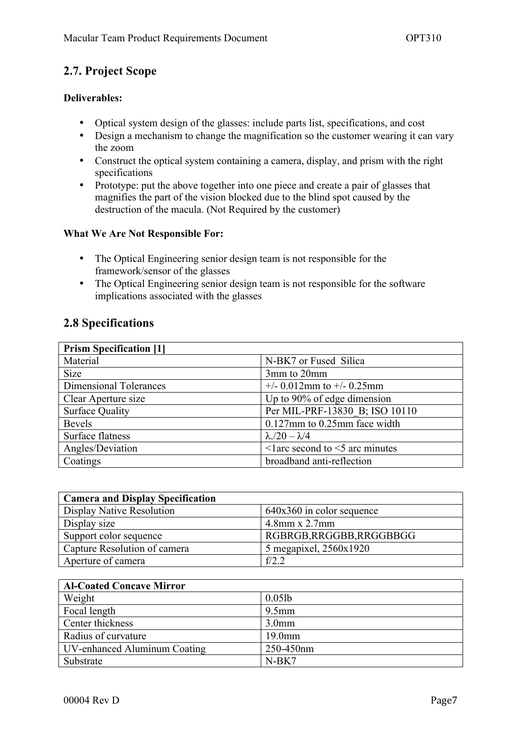## 2.7. Project Scope

**Deliverables:**

- Optical system design of the glasses: include parts list, specifications, and cost
- Design a mechanism to change the magnification so the customer wearing it can vary the zoom
- Construct the optical system containing a camera, display, and prism with the right specifications
- Prototype: put the above together into one piece and create a pair of glasses that magnifies the part of the vision blocked due to the blind spot caused by the destruction of the macula. (Not Required by the customer)

**What We Are Not Responsible For:**

- The Optical Engineering senior design team is not responsible for the framework/sensor of the glasses
- The Optical Engineering senior design team is not responsible for the software implications associated with the glasses

## 2.8 Specifications

| **Prism Specification [1]** | |
|---|---|
| Material | N-BK7 or Fused Silica |
| Size | 3mm to 20mm |
| Dimensional Tolerances | +/- 0.012mm to +/- 0.25mm |
| Clear Aperture size | Up to 90% of edge dimension |
| Surface Quality | Per MIL-PRF-13830_B; ISO 10110 |
| Bevels | 0.127mm to 0.25mm face width |
| Surface flatness | $\lambda./20 – \lambda/4$ |
| Angles/Deviation | <1arc second to <5 arc minutes |
| Coatings | broadband anti-reflection |

| **Camera and Display Specification** | |
|---|---|
| Display Native Resolution | 640x360 in color sequence |
| Display size | 4.8mm x 2.7mm |
| Support color sequence | RGBRGB,RRGGBB,RRGGBBGG |
| Capture Resolution of camera | 5 megapixel, 2560x1920 |
| Aperture of camera | f/2.2 |

| **Al-Coated Concave Mirror** | |
|---|---|
| Weight | 0.05lb |
| Focal length | 9.5mm |
| Center thickness | 3.0mm |
| Radius of curvature | 19.0mm |
| UV-enhanced Aluminum Coating | 250-450nm |
| Substrate | N-BK7 |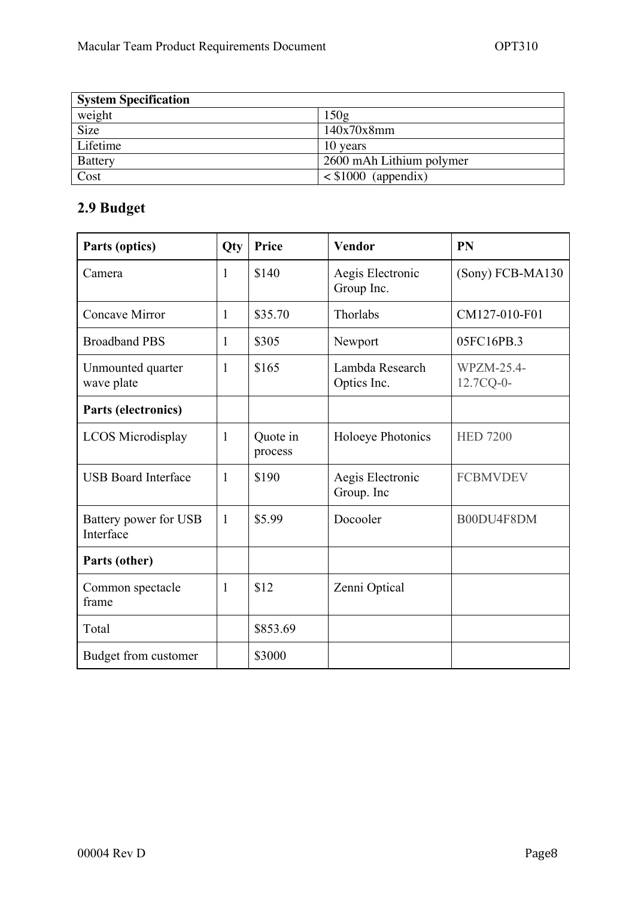| System Specification | |
|---|---|
| weight | 150g |
| Size | 140x70x8mm |
| Lifetime | 10 years |
| Battery | 2600 mAh Lithium polymer |
| Cost | < $1000 (appendix) |

## 2.9 Budget

| Parts (optics) | Qty | Price | Vendor | PN |
|---|---|---|---|---|
| Camera | 1 | $140 | Aegis Electronic Group Inc. | (Sony) FCB-MA130 |
| Concave Mirror | 1 | $35.70 | Thorlabs | CM127-010-F01 |
| Broadband PBS | 1 | $305 | Newport | 05FC16PB.3 |
| Unmounted quarter wave plate | 1 | $165 | Lambda Research Optics Inc. | WPZM-25.4-12.7CQ-0- |
| **Parts (electronics)** | | | | |
| LCOS Microdisplay | 1 | Quote in process | Holoeye Photonics | HED 7200 |
| USB Board Interface | 1 | $190 | Aegis Electronic Group. Inc | FCBMVDEV |
| Battery power for USB Interface | 1 | $5.99 | Docooler | B00DU4F8DM |
| **Parts (other)** | | | | |
| Common spectacle frame | 1 | $12 | Zenni Optical | |
| Total | | $853.69 | | |
| Budget from customer | | $3000 | | |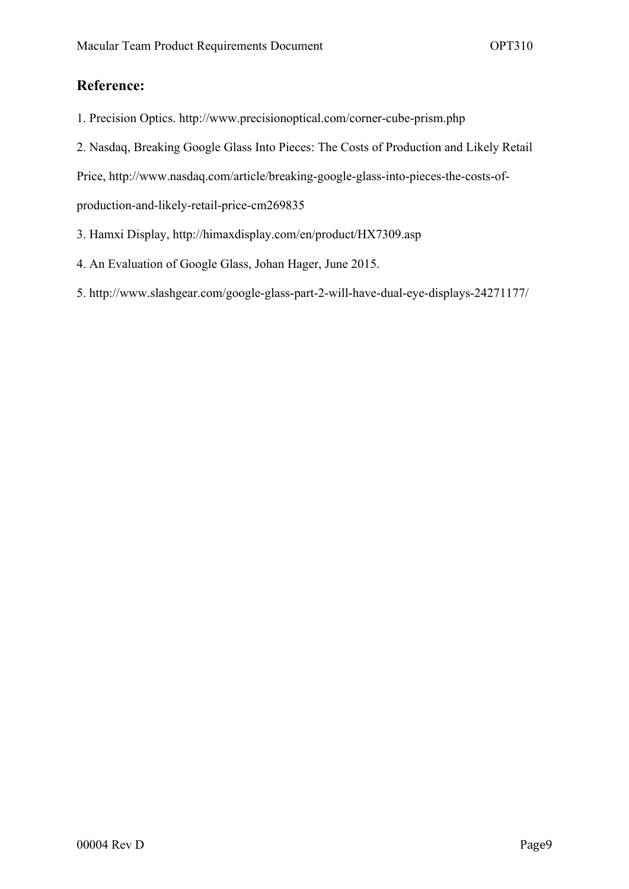## Reference:

1. Precision Optics. http://www.precisionoptical.com/corner-cube-prism.php
2. Nasdaq, Breaking Google Glass Into Pieces: The Costs of Production and Likely Retail Price, http://www.nasdaq.com/article/breaking-google-glass-into-pieces-the-costs-of-production-and-likely-retail-price-cm269835
3. Hamxi Display, http://himaxdisplay.com/en/product/HX7309.asp
4. An Evaluation of Google Glass, Johan Hager, June 2015.
5. http://www.slashgear.com/google-glass-part-2-will-have-dual-eye-displays-24271177/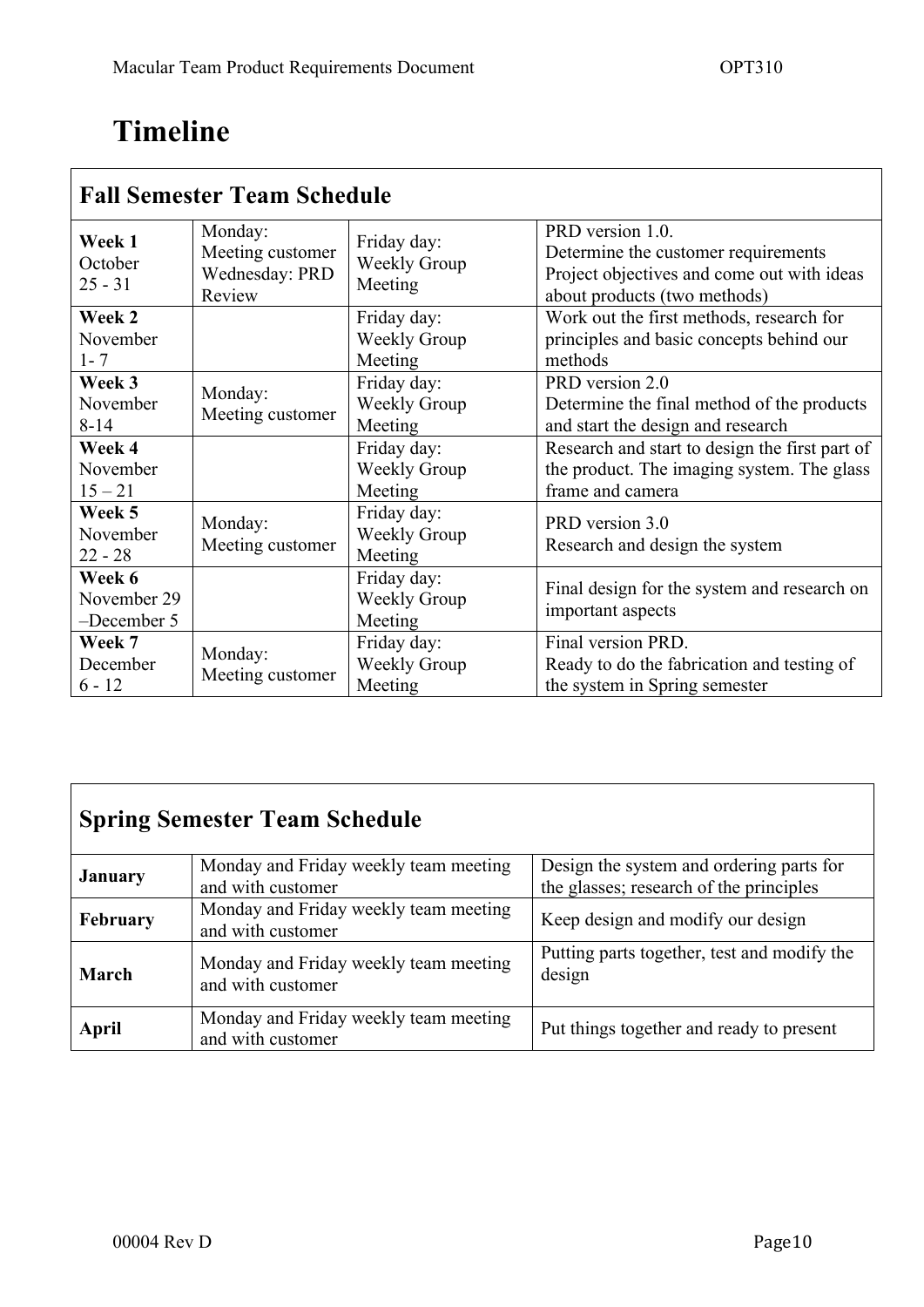# Timeline

| Fall Semester Team Schedule | | | |
|---|---|---|---|
| **Week 1** October 25 - 31 | Monday: Meeting customer Wednesday: PRD Review | Friday day: Weekly Group Meeting | PRD version 1.0. Determine the customer requirements Project objectives and come out with ideas about products (two methods) |
| **Week 2** November 1- 7 | | Friday day: Weekly Group Meeting | Work out the first methods, research for principles and basic concepts behind our methods |
| **Week 3** November 8-14 | Monday: Meeting customer | Friday day: Weekly Group Meeting | PRD version 2.0 Determine the final method of the products and start the design and research |
| **Week 4** November 15 – 21 | | Friday day: Weekly Group Meeting | Research and start to design the first part of the product. The imaging system. The glass frame and camera |
| **Week 5** November 22 - 28 | Monday: Meeting customer | Friday day: Weekly Group Meeting | PRD version 3.0 Research and design the system |
| **Week 6** November 29 –December 5 | | Friday day: Weekly Group Meeting | Final design for the system and research on important aspects |
| **Week 7** December 6 - 12 | Monday: Meeting customer | Friday day: Weekly Group Meeting | Final version PRD. Ready to do the fabrication and testing of the system in Spring semester |

| Spring Semester Team Schedule | | |
|---|---|---|
| **January** | Monday and Friday weekly team meeting and with customer | Design the system and ordering parts for the glasses; research of the principles |
| **February** | Monday and Friday weekly team meeting and with customer | Keep design and modify our design |
| **March** | Monday and Friday weekly team meeting and with customer | Putting parts together, test and modify the design |
| **April** | Monday and Friday weekly team meeting and with customer | Put things together and ready to present |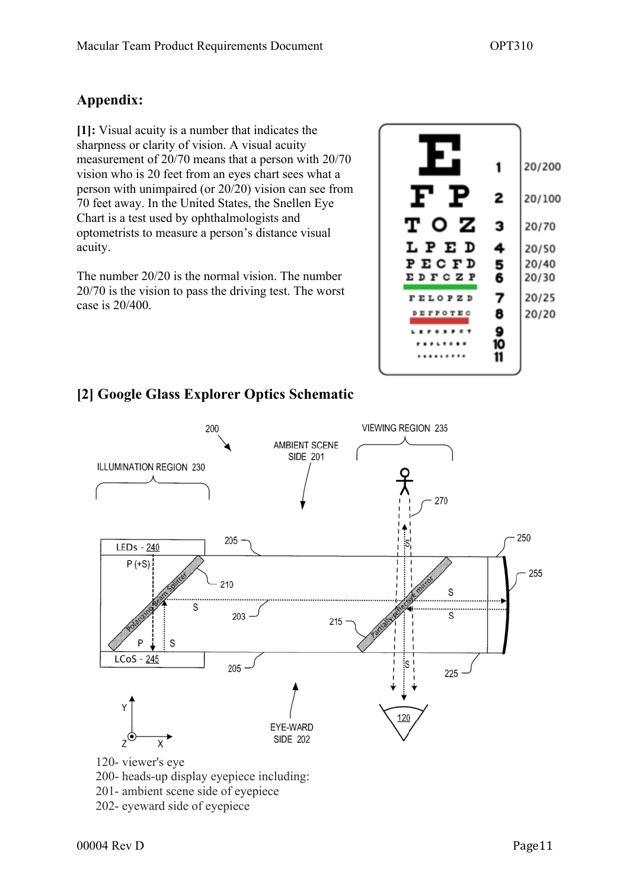## Appendix:

**[1]:** Visual acuity is a number that indicates the sharpness or clarity of vision. A visual acuity measurement of 20/70 means that a person with 20/70 vision who is 20 feet from an eyes chart sees what a person with unimpaired (or 20/20) vision can see from 70 feet away. In the United States, the Snellen Eye Chart is a test used by ophthalmologists and optometrists to measure a person's distance visual acuity.

The number 20/20 is the normal vision. The number 20/70 is the vision to pass the driving test. The worst case is 20/400.

## [2] Google Glass Explorer Optics Schematic

120- viewer's eye
200- heads-up display eyepiece including:
201- ambient scene side of eyepiece
202- eyeward side of eyepiece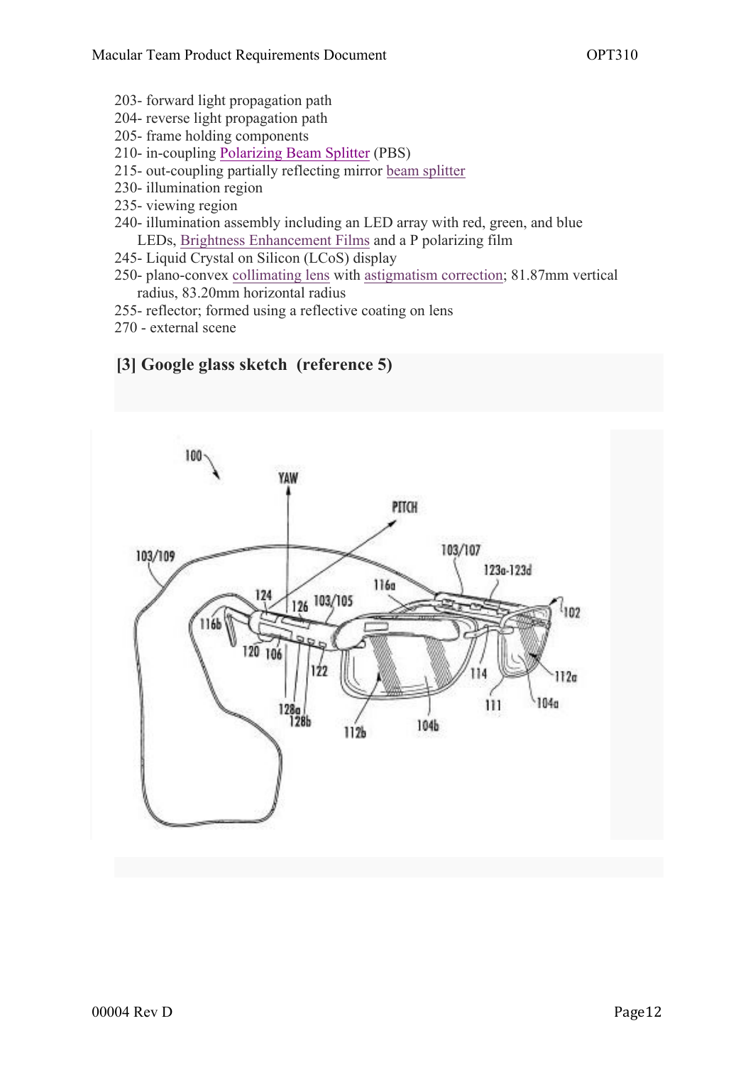- 203- forward light propagation path
- 204- reverse light propagation path
- 205- frame holding components
- 210- in-coupling Polarizing Beam Splitter (PBS)
- 215- out-coupling partially reflecting mirror beam splitter
- 230- illumination region
- 235- viewing region
- 240- illumination assembly including an LED array with red, green, and blue LEDs, Brightness Enhancement Films and a P polarizing film
- 245- Liquid Crystal on Silicon (LCoS) display
- 250- plano-convex collimating lens with astigmatism correction; 81.87mm vertical radius, 83.20mm horizontal radius
- 255- reflector; formed using a reflective coating on lens
- 270 - external scene

### [3] Google glass sketch (reference 5)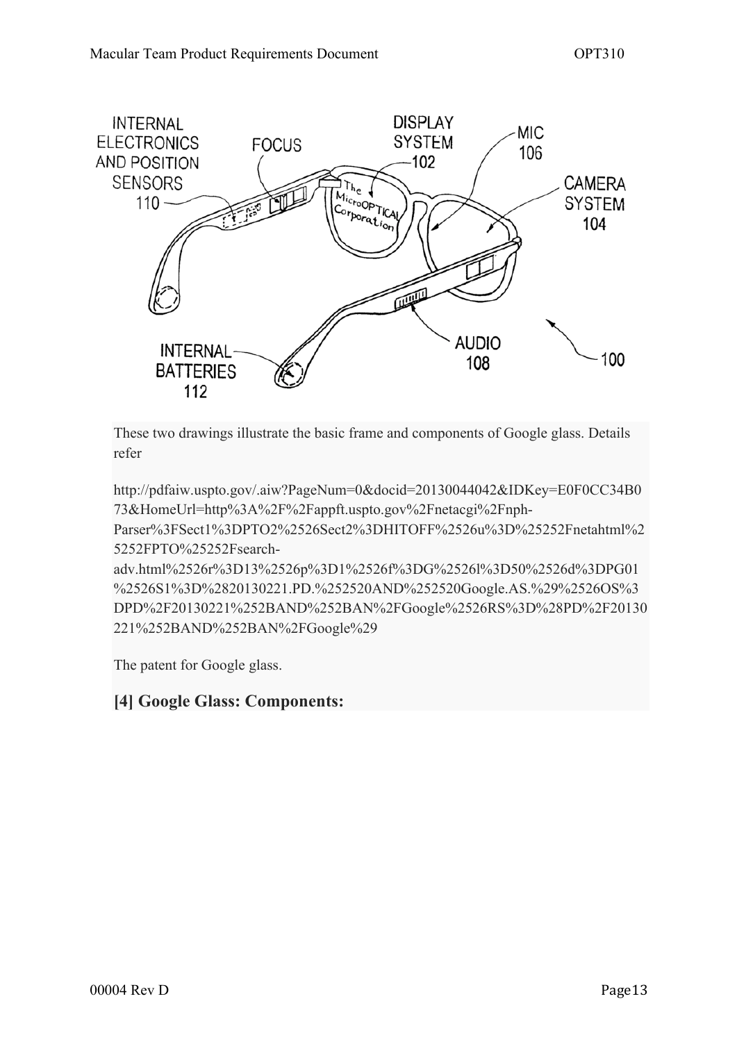These two drawings illustrate the basic frame and components of Google glass. Details refer

http://pdfaiw.uspto.gov/.aiw?PageNum=0&docid=20130044042&IDKey=E0F0CC34B073&HomeUrl=http%3A%2F%2Fappft.uspto.gov%2Fnetacgi%2Fnph-Parser%3FSect1%3DPTO2%2526Sect2%3DHITOFF%2526u%3D%25252Fnetahtml%25252FPTO%25252Fsearch-adv.html%2526r%3D13%2526p%3D1%2526f%3DG%2526l%3D50%2526d%3DPG01%2526S1%3D%2820130221.PD.%252520AND%252520Google.AS.%29%2526OS%3DPD%2F20130221%252BAND%252BAN%2FGoogle%2526RS%3D%28PD%2F20130221%252BAND%252BAN%2FGoogle%29

The patent for Google glass.

## [4] Google Glass: Components: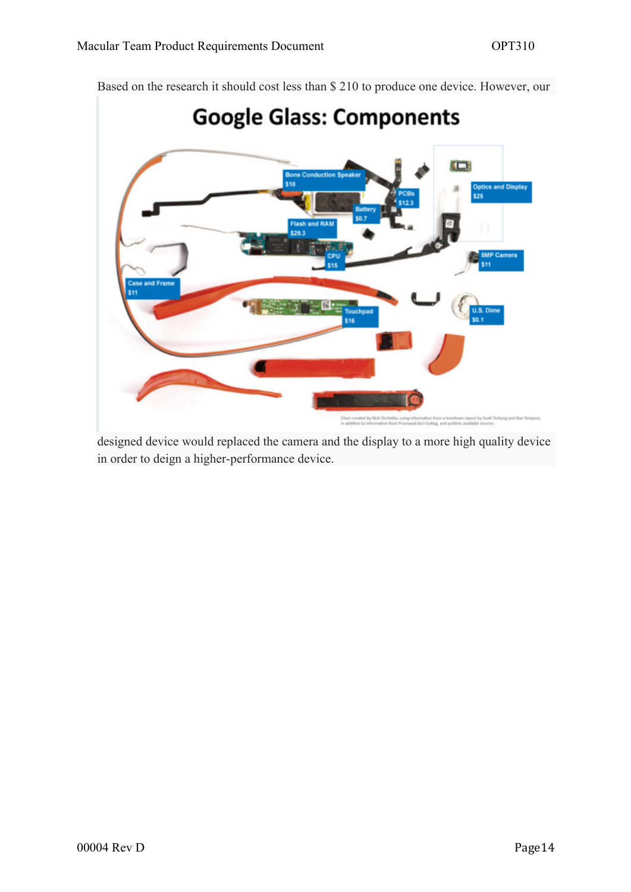Based on the research it should cost less than $ 210 to produce one device. However, our

Google Glass: Components

Bone Conduction Speaker
$10

PCBs
$12.3

Battery
$0.7

Optics and Display
$25

Flash and RAM
$29.3

CPU
$15

5MP Camera
$11

Case and Frame
$11

Touchpad
$16

U.S. Dime
$0.1

Chart created by Nick Shchetko, using information from a teardown report by Scott Torborg and Star Simpson, in addition to information from Promwad,Karl Guttag, and publicly available sources.

designed device would replaced the camera and the display to a more high quality device in order to deign a higher-performance device.